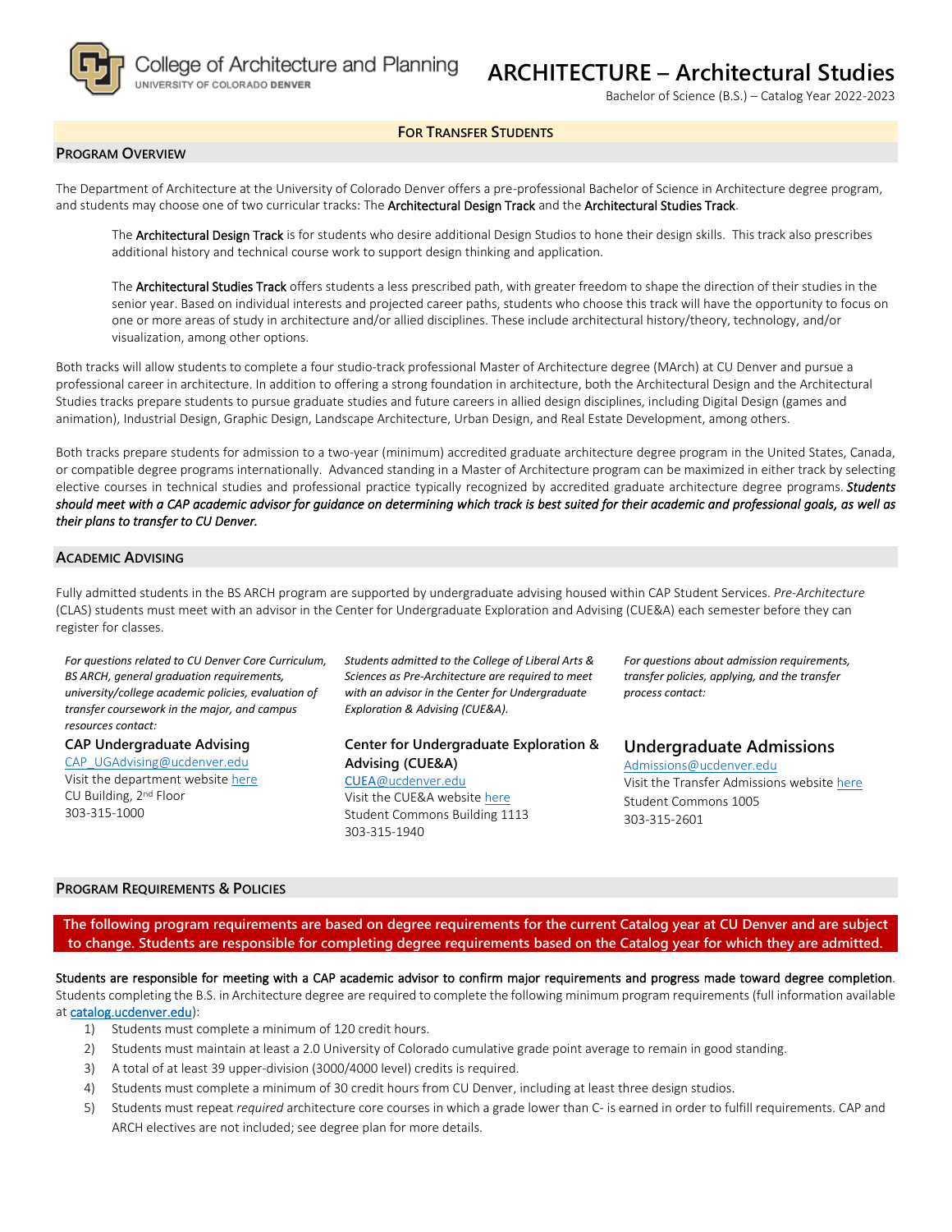College of Architecture and Planning
UNIVERSITY OF COLORADO DENVER

# ARCHITECTURE – Architectural Studies

Bachelor of Science (B.S.) – Catalog Year 2022-2023

**FOR TRANSFER STUDENTS**

## PROGRAM OVERVIEW

The Department of Architecture at the University of Colorado Denver offers a pre-professional Bachelor of Science in Architecture degree program, and students may choose one of two curricular tracks: The **Architectural Design Track** and the **Architectural Studies Track**.

> The **Architectural Design Track** is for students who desire additional Design Studios to hone their design skills. This track also prescribes additional history and technical course work to support design thinking and application.
>
> The **Architectural Studies Track** offers students a less prescribed path, with greater freedom to shape the direction of their studies in the senior year. Based on individual interests and projected career paths, students who choose this track will have the opportunity to focus on one or more areas of study in architecture and/or allied disciplines. These include architectural history/theory, technology, and/or visualization, among other options.

Both tracks will allow students to complete a four studio-track professional Master of Architecture degree (MArch) at CU Denver and pursue a professional career in architecture. In addition to offering a strong foundation in architecture, both the Architectural Design and the Architectural Studies tracks prepare students to pursue graduate studies and future careers in allied design disciplines, including Digital Design (games and animation), Industrial Design, Graphic Design, Landscape Architecture, Urban Design, and Real Estate Development, among others.

Both tracks prepare students for admission to a two-year (minimum) accredited graduate architecture degree program in the United States, Canada, or compatible degree programs internationally. Advanced standing in a Master of Architecture program can be maximized in either track by selecting elective courses in technical studies and professional practice typically recognized by accredited graduate architecture degree programs. ***Students should meet with a CAP academic advisor for guidance on determining which track is best suited for their academic and professional goals, as well as their plans to transfer to CU Denver.***

## ACADEMIC ADVISING

Fully admitted students in the BS ARCH program are supported by undergraduate advising housed within CAP Student Services. *Pre-Architecture* (CLAS) students must meet with an advisor in the Center for Undergraduate Exploration and Advising (CUE&A) each semester before they can register for classes.

*For questions related to CU Denver Core Curriculum, BS ARCH, general graduation requirements, university/college academic policies, evaluation of transfer coursework in the major, and campus resources contact:*

**CAP Undergraduate Advising**
CAP_UGAdvising@ucdenver.edu
Visit the department website here
CU Building, 2nd Floor
303-315-1000

*Students admitted to the College of Liberal Arts & Sciences as Pre-Architecture are required to meet with an advisor in the Center for Undergraduate Exploration & Advising (CUE&A).*

**Center for Undergraduate Exploration & Advising (CUE&A)**
CUEA@ucdenver.edu
Visit the CUE&A website here
Student Commons Building 1113
303-315-1940

*For questions about admission requirements, transfer policies, applying, and the transfer process contact:*

**Undergraduate Admissions**
Admissions@ucdenver.edu
Visit the Transfer Admissions website here
Student Commons 1005
303-315-2601

## PROGRAM REQUIREMENTS & POLICIES

**The following program requirements are based on degree requirements for the current Catalog year at CU Denver and are subject to change. Students are responsible for completing degree requirements based on the Catalog year for which they are admitted.**

**Students are responsible for meeting with a CAP academic advisor to confirm major requirements and progress made toward degree completion.** Students completing the B.S. in Architecture degree are required to complete the following minimum program requirements (full information available at catalog.ucdenver.edu):

1) Students must complete a minimum of 120 credit hours.
2) Students must maintain at least a 2.0 University of Colorado cumulative grade point average to remain in good standing.
3) A total of at least 39 upper-division (3000/4000 level) credits is required.
4) Students must complete a minimum of 30 credit hours from CU Denver, including at least three design studios.
5) Students must repeat *required* architecture core courses in which a grade lower than C- is earned in order to fulfill requirements. CAP and ARCH electives are not included; see degree plan for more details.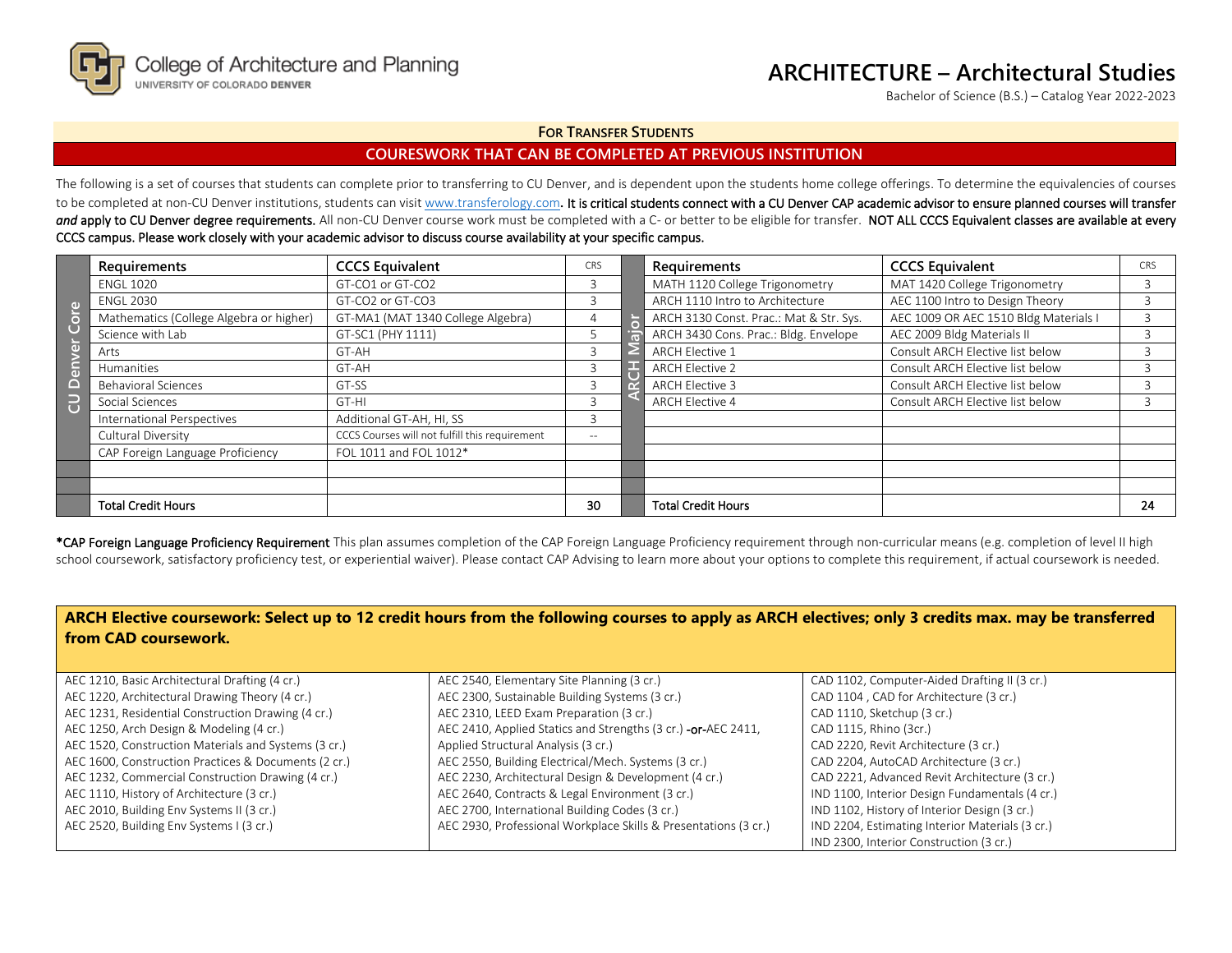College of Architecture and Planning
UNIVERSITY OF COLORADO DENVER

# ARCHITECTURE – Architectural Studies

Bachelor of Science (B.S.) – Catalog Year 2022-2023

## FOR TRANSFER STUDENTS

## COURESWORK THAT CAN BE COMPLETED AT PREVIOUS INSTITUTION

The following is a set of courses that students can complete prior to transferring to CU Denver, and is dependent upon the students home college offerings. To determine the equivalencies of courses to be completed at non-CU Denver institutions, students can visit www.transferology.com. **It is critical students connect with a CU Denver CAP academic advisor to ensure planned courses will transfer *and* apply to CU Denver degree requirements.** All non-CU Denver course work must be completed with a C- or better to be eligible for transfer. **NOT ALL CCCS Equivalent classes are available at every CCCS campus. Please work closely with your academic advisor to discuss course availability at your specific campus.**

| | Requirements | CCCS Equivalent | CRS | | Requirements | CCCS Equivalent | CRS |
|---|---|---|---|---|---|---|---|
| CU Denver Core | ENGL 1020 | GT-CO1 or GT-CO2 | 3 | ARCH Major | MATH 1120 College Trigonometry | MAT 1420 College Trigonometry | 3 |
| | ENGL 2030 | GT-CO2 or GT-CO3 | 3 | | ARCH 1110 Intro to Architecture | AEC 1100 Intro to Design Theory | 3 |
| | Mathematics (College Algebra or higher) | GT-MA1 (MAT 1340 College Algebra) | 4 | | ARCH 3130 Const. Prac.: Mat & Str. Sys. | AEC 1009 OR AEC 1510 Bldg Materials I | 3 |
| | Science with Lab | GT-SC1 (PHY 1111) | 5 | | ARCH 3430 Cons. Prac.: Bldg. Envelope | AEC 2009 Bldg Materials II | 3 |
| | Arts | GT-AH | 3 | | ARCH Elective 1 | Consult ARCH Elective list below | 3 |
| | Humanities | GT-AH | 3 | | ARCH Elective 2 | Consult ARCH Elective list below | 3 |
| | Behavioral Sciences | GT-SS | 3 | | ARCH Elective 3 | Consult ARCH Elective list below | 3 |
| | Social Sciences | GT-HI | 3 | | ARCH Elective 4 | Consult ARCH Elective list below | 3 |
| | International Perspectives | Additional GT-AH, HI, SS | 3 | | | | |
| | Cultural Diversity | CCCS Courses will not fulfill this requirement | -- | | | | |
| | CAP Foreign Language Proficiency | FOL 1011 and FOL 1012* | | | | | |
| | | | | | | | |
| | | | | | | | |
| | Total Credit Hours | | 30 | | Total Credit Hours | | 24 |

***CAP Foreign Language Proficiency Requirement** This plan assumes completion of the CAP Foreign Language Proficiency requirement through non-curricular means (e.g. completion of level II high school coursework, satisfactory proficiency test, or experiential waiver). Please contact CAP Advising to learn more about your options to complete this requirement, if actual coursework is needed.

**ARCH Elective coursework: Select up to 12 credit hours from the following courses to apply as ARCH electives; only 3 credits max. may be transferred from CAD coursework.**

- AEC 1210, Basic Architectural Drafting (4 cr.)
- AEC 1220, Architectural Drawing Theory (4 cr.)
- AEC 1231, Residential Construction Drawing (4 cr.)
- AEC 1250, Arch Design & Modeling (4 cr.)
- AEC 1520, Construction Materials and Systems (3 cr.)
- AEC 1600, Construction Practices & Documents (2 cr.)
- AEC 1232, Commercial Construction Drawing (4 cr.)
- AEC 1110, History of Architecture (3 cr.)
- AEC 2010, Building Env Systems II (3 cr.)
- AEC 2520, Building Env Systems I (3 cr.)
- AEC 2540, Elementary Site Planning (3 cr.)
- AEC 2300, Sustainable Building Systems (3 cr.)
- AEC 2310, LEED Exam Preparation (3 cr.)
- AEC 2410, Applied Statics and Strengths (3 cr.) **-or-** AEC 2411, Applied Structural Analysis (3 cr.)
- AEC 2550, Building Electrical/Mech. Systems (3 cr.)
- AEC 2230, Architectural Design & Development (4 cr.)
- AEC 2640, Contracts & Legal Environment (3 cr.)
- AEC 2700, International Building Codes (3 cr.)
- AEC 2930, Professional Workplace Skills & Presentations (3 cr.)
- CAD 1102, Computer-Aided Drafting II (3 cr.)
- CAD 1104 , CAD for Architecture (3 cr.)
- CAD 1110, Sketchup (3 cr.)
- CAD 1115, Rhino (3cr.)
- CAD 2220, Revit Architecture (3 cr.)
- CAD 2204, AutoCAD Architecture (3 cr.)
- CAD 2221, Advanced Revit Architecture (3 cr.)
- IND 1100, Interior Design Fundamentals (4 cr.)
- IND 1102, History of Interior Design (3 cr.)
- IND 2204, Estimating Interior Materials (3 cr.)
- IND 2300, Interior Construction (3 cr.)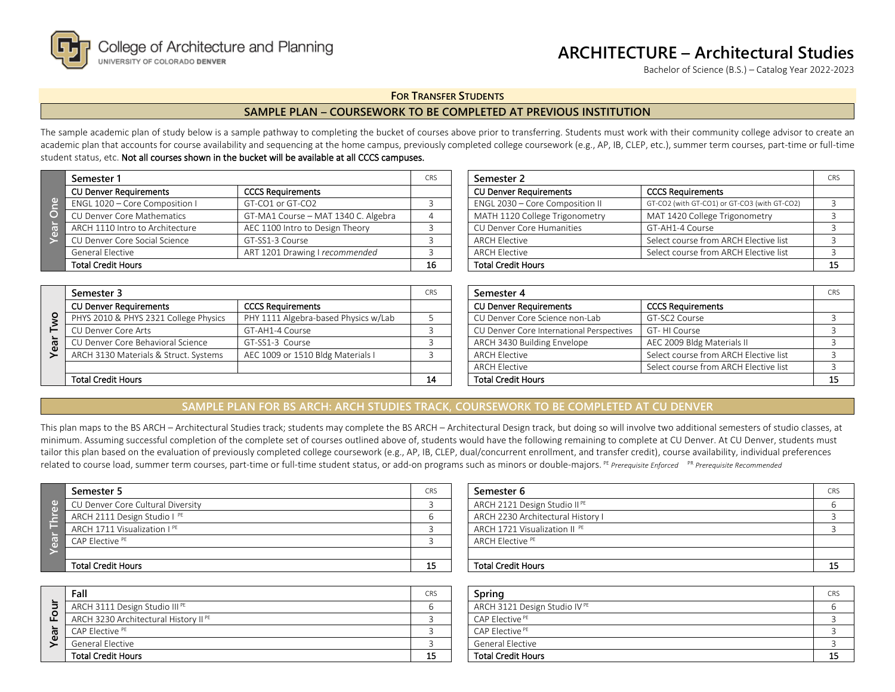# ARCHITECTURE – Architectural Studies

Bachelor of Science (B.S.) – Catalog Year 2022-2023

College of Architecture and Planning
UNIVERSITY OF COLORADO DENVER

## FOR TRANSFER STUDENTS

## SAMPLE PLAN – COURSEWORK TO BE COMPLETED AT PREVIOUS INSTITUTION

The sample academic plan of study below is a sample pathway to completing the bucket of courses above prior to transferring. Students must work with their community college advisor to create an academic plan that accounts for course availability and sequencing at the home campus, previously completed college coursework (e.g., AP, IB, CLEP, etc.), summer term courses, part-time or full-time student status, etc. **Not all courses shown in the bucket will be available at all CCCS campuses.**

### Year One

| Semester 1 | | CRS |
|---|---|---|
| **CU Denver Requirements** | **CCCS Requirements** | |
| ENGL 1020 – Core Composition I | GT-CO1 or GT-CO2 | 3 |
| CU Denver Core Mathematics | GT-MA1 Course – MAT 1340 C. Algebra | 4 |
| ARCH 1110 Intro to Architecture | AEC 1100 Intro to Design Theory | 3 |
| CU Denver Core Social Science | GT-SS1-3 Course | 3 |
| General Elective | ART 1201 Drawing I *recommended* | 3 |
| **Total Credit Hours** | | **16** |

| Semester 2 | | CRS |
|---|---|---|
| **CU Denver Requirements** | **CCCS Requirements** | |
| ENGL 2030 – Core Composition II | GT-CO2 (with GT-CO1) or GT-CO3 (with GT-CO2) | 3 |
| MATH 1120 College Trigonometry | MAT 1420 College Trigonometry | 3 |
| CU Denver Core Humanities | GT-AH1-4 Course | 3 |
| ARCH Elective | Select course from ARCH Elective list | 3 |
| ARCH Elective | Select course from ARCH Elective list | 3 |
| **Total Credit Hours** | | **15** |

### Year Two

| Semester 3 | | CRS |
|---|---|---|
| **CU Denver Requirements** | **CCCS Requirements** | |
| PHYS 2010 & PHYS 2321 College Physics | PHY 1111 Algebra-based Physics w/Lab | 5 |
| CU Denver Core Arts | GT-AH1-4 Course | 3 |
| CU Denver Core Behavioral Science | GT-SS1-3 Course | 3 |
| ARCH 3130 Materials & Struct. Systems | AEC 1009 or 1510 Bldg Materials I | 3 |
| | | |
| **Total Credit Hours** | | **14** |

| Semester 4 | | CRS |
|---|---|---|
| **CU Denver Requirements** | **CCCS Requirements** | |
| CU Denver Core Science non-Lab | GT-SC2 Course | 3 |
| CU Denver Core International Perspectives | GT- HI Course | 3 |
| ARCH 3430 Building Envelope | AEC 2009 Bldg Materials II | 3 |
| ARCH Elective | Select course from ARCH Elective list | 3 |
| ARCH Elective | Select course from ARCH Elective list | 3 |
| **Total Credit Hours** | | **15** |

## SAMPLE PLAN FOR BS ARCH: ARCH STUDIES TRACK, COURSEWORK TO BE COMPLETED AT CU DENVER

This plan maps to the BS ARCH – Architectural Studies track; students may complete the BS ARCH – Architectural Design track, but doing so will involve two additional semesters of studio classes, at minimum. Assuming successful completion of the complete set of courses outlined above of, students would have the following remaining to complete at CU Denver. At CU Denver, students must tailor this plan based on the evaluation of previously completed college coursework (e.g., AP, IB, CLEP, dual/concurrent enrollment, and transfer credit), course availability, individual preferences related to course load, summer term courses, part-time or full-time student status, or add-on programs such as minors or double-majors. PE *Prerequisite Enforced* PR *Prerequisite Recommended*

### Year Three

| Semester 5 | CRS |
|---|---|
| CU Denver Core Cultural Diversity | 3 |
| ARCH 2111 Design Studio I PE | 6 |
| ARCH 1711 Visualization I PE | 3 |
| CAP Elective PE | 3 |
| | |
| **Total Credit Hours** | **15** |

| Semester 6 | CRS |
|---|---|
| ARCH 2121 Design Studio II PE | 6 |
| ARCH 2230 Architectural History I | 3 |
| ARCH 1721 Visualization II PE | 3 |
| ARCH Elective PE | |
| | |
| **Total Credit Hours** | **15** |

### Year Four

| Fall | CRS |
|---|---|
| ARCH 3111 Design Studio III PE | 6 |
| ARCH 3230 Architectural History II PE | 3 |
| CAP Elective PE | 3 |
| General Elective | 3 |
| **Total Credit Hours** | **15** |

| Spring | CRS |
|---|---|
| ARCH 3121 Design Studio IV PE | 6 |
| CAP Elective PE | 3 |
| CAP Elective PE | 3 |
| General Elective | 3 |
| **Total Credit Hours** | **15** |